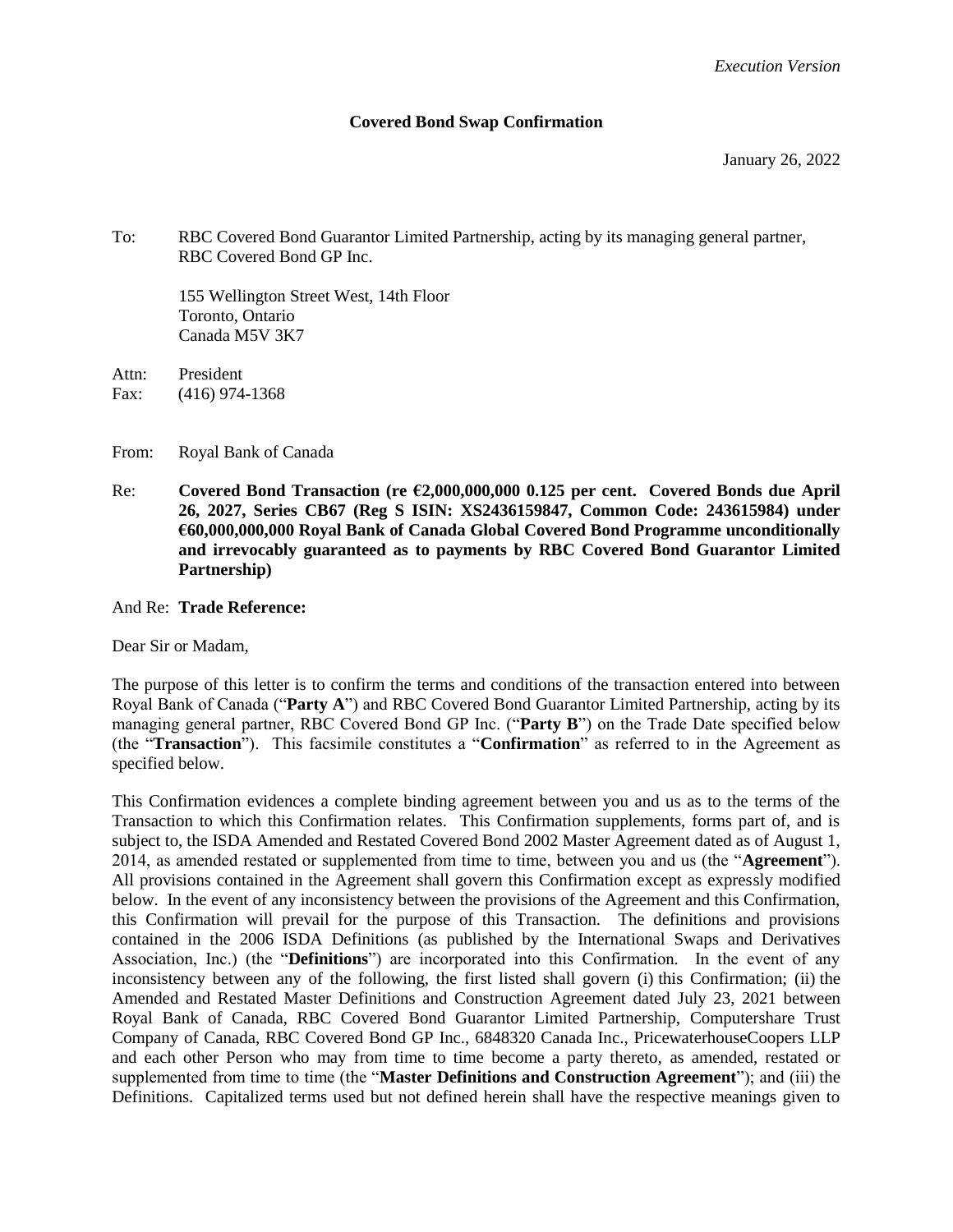*Execution Version*

**Covered Bond Swap Confirmation**

January 26, 2022

To: RBC Covered Bond Guarantor Limited Partnership, acting by its managing general partner, RBC Covered Bond GP Inc.

155 Wellington Street West, 14th Floor
Toronto, Ontario
Canada M5V 3K7

Attn: President
Fax: (416) 974-1368

From: Royal Bank of Canada

Re: **Covered Bond Transaction (re €2,000,000,000 0.125 per cent. Covered Bonds due April 26, 2027, Series CB67 (Reg S ISIN: XS2436159847, Common Code: 243615984) under €60,000,000,000 Royal Bank of Canada Global Covered Bond Programme unconditionally and irrevocably guaranteed as to payments by RBC Covered Bond Guarantor Limited Partnership)**

And Re: **Trade Reference:**

Dear Sir or Madam,

The purpose of this letter is to confirm the terms and conditions of the transaction entered into between Royal Bank of Canada ("**Party A**") and RBC Covered Bond Guarantor Limited Partnership, acting by its managing general partner, RBC Covered Bond GP Inc. ("**Party B**") on the Trade Date specified below (the "**Transaction**"). This facsimile constitutes a "**Confirmation**" as referred to in the Agreement as specified below.

This Confirmation evidences a complete binding agreement between you and us as to the terms of the Transaction to which this Confirmation relates. This Confirmation supplements, forms part of, and is subject to, the ISDA Amended and Restated Covered Bond 2002 Master Agreement dated as of August 1, 2014, as amended restated or supplemented from time to time, between you and us (the "**Agreement**"). All provisions contained in the Agreement shall govern this Confirmation except as expressly modified below. In the event of any inconsistency between the provisions of the Agreement and this Confirmation, this Confirmation will prevail for the purpose of this Transaction. The definitions and provisions contained in the 2006 ISDA Definitions (as published by the International Swaps and Derivatives Association, Inc.) (the "**Definitions**") are incorporated into this Confirmation. In the event of any inconsistency between any of the following, the first listed shall govern (i) this Confirmation; (ii) the Amended and Restated Master Definitions and Construction Agreement dated July 23, 2021 between Royal Bank of Canada, RBC Covered Bond Guarantor Limited Partnership, Computershare Trust Company of Canada, RBC Covered Bond GP Inc., 6848320 Canada Inc., PricewaterhouseCoopers LLP and each other Person who may from time to time become a party thereto, as amended, restated or supplemented from time to time (the "**Master Definitions and Construction Agreement**"); and (iii) the Definitions. Capitalized terms used but not defined herein shall have the respective meanings given to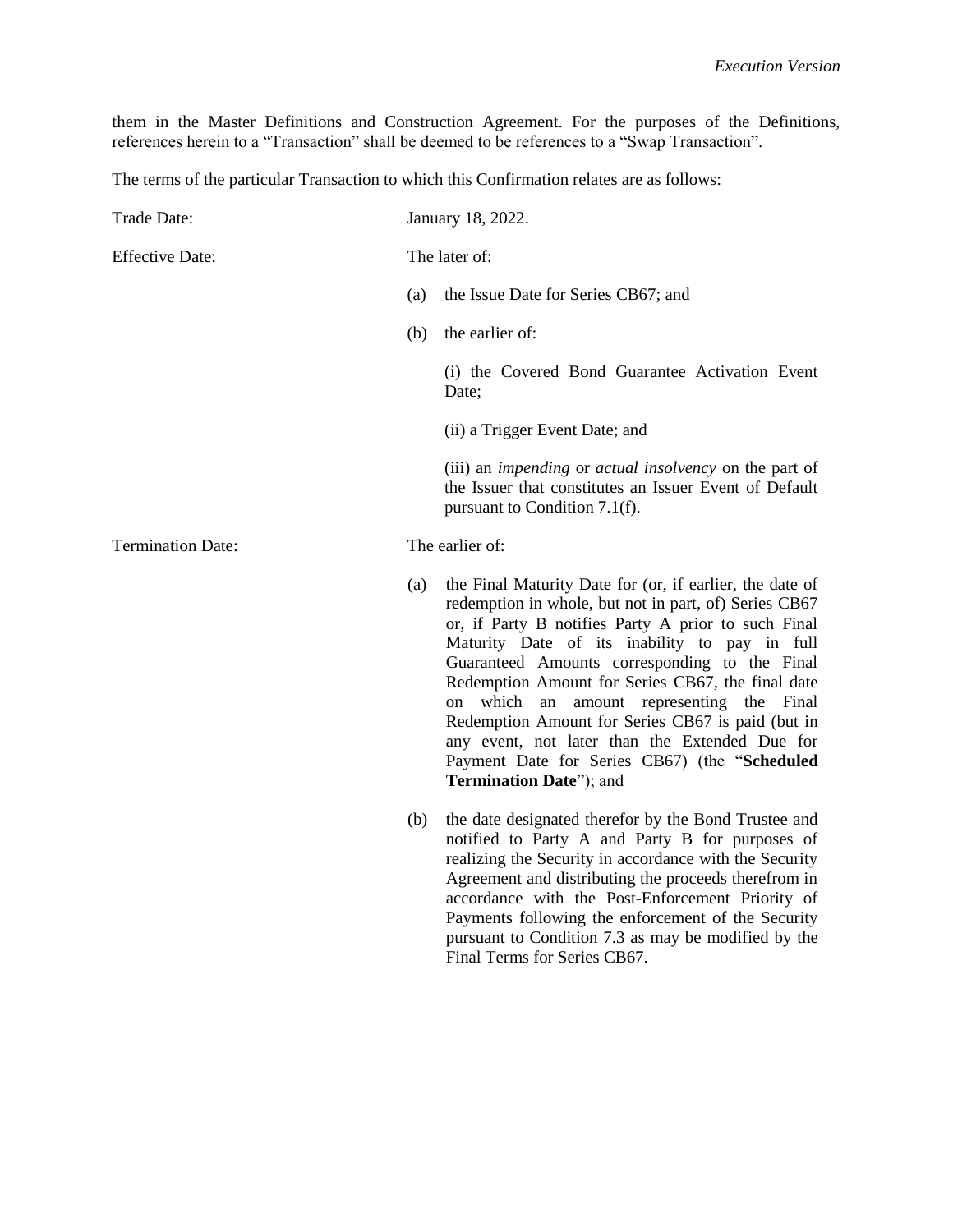them in the Master Definitions and Construction Agreement. For the purposes of the Definitions, references herein to a "Transaction" shall be deemed to be references to a "Swap Transaction".

The terms of the particular Transaction to which this Confirmation relates are as follows:

| | |
|---|---|
| Trade Date: | January 18, 2022. |
| Effective Date: | The later of:<br><br>(a) the Issue Date for Series CB67; and<br><br>(b) the earlier of:<br><br>(i) the Covered Bond Guarantee Activation Event Date;<br><br>(ii) a Trigger Event Date; and<br><br>(iii) an *impending* or *actual insolvency* on the part of the Issuer that constitutes an Issuer Event of Default pursuant to Condition 7.1(f). |
| Termination Date: | The earlier of:<br><br>(a) the Final Maturity Date for (or, if earlier, the date of redemption in whole, but not in part, of) Series CB67 or, if Party B notifies Party A prior to such Final Maturity Date of its inability to pay in full Guaranteed Amounts corresponding to the Final Redemption Amount for Series CB67, the final date on which an amount representing the Final Redemption Amount for Series CB67 is paid (but in any event, not later than the Extended Due for Payment Date for Series CB67) (the "**Scheduled Termination Date**"); and<br><br>(b) the date designated therefor by the Bond Trustee and notified to Party A and Party B for purposes of realizing the Security in accordance with the Security Agreement and distributing the proceeds therefrom in accordance with the Post-Enforcement Priority of Payments following the enforcement of the Security pursuant to Condition 7.3 as may be modified by the Final Terms for Series CB67. |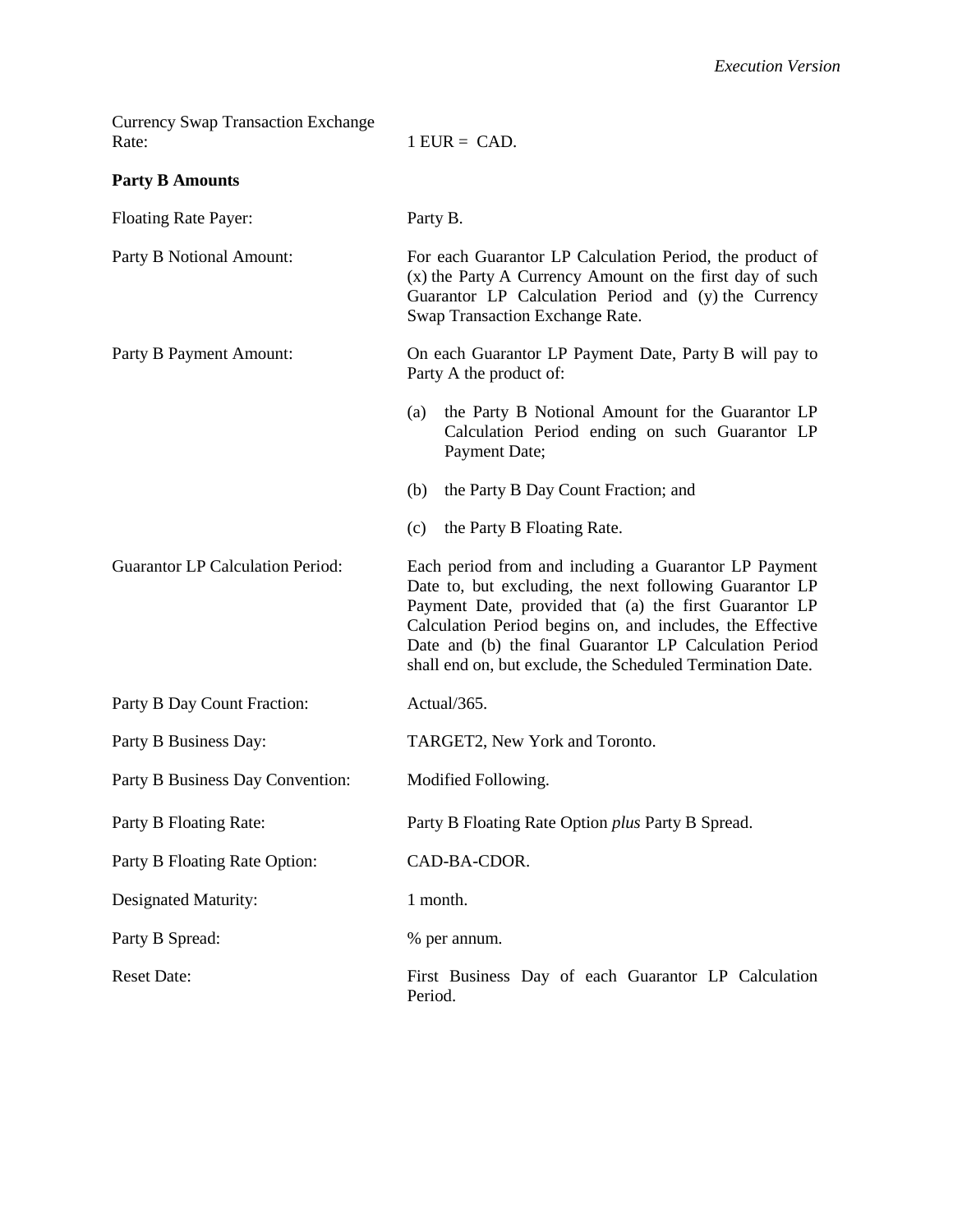| | |
|---|---|
| Currency Swap Transaction Exchange Rate: | 1 EUR = CAD. |

**Party B Amounts**

| | |
|---|---|
| Floating Rate Payer: | Party B. |
| Party B Notional Amount: | For each Guarantor LP Calculation Period, the product of (x) the Party A Currency Amount on the first day of such Guarantor LP Calculation Period and (y) the Currency Swap Transaction Exchange Rate. |
| Party B Payment Amount: | On each Guarantor LP Payment Date, Party B will pay to Party A the product of:<br>(a) the Party B Notional Amount for the Guarantor LP Calculation Period ending on such Guarantor LP Payment Date;<br>(b) the Party B Day Count Fraction; and<br>(c) the Party B Floating Rate. |
| Guarantor LP Calculation Period: | Each period from and including a Guarantor LP Payment Date to, but excluding, the next following Guarantor LP Payment Date, provided that (a) the first Guarantor LP Calculation Period begins on, and includes, the Effective Date and (b) the final Guarantor LP Calculation Period shall end on, but exclude, the Scheduled Termination Date. |
| Party B Day Count Fraction: | Actual/365. |
| Party B Business Day: | TARGET2, New York and Toronto. |
| Party B Business Day Convention: | Modified Following. |
| Party B Floating Rate: | Party B Floating Rate Option *plus* Party B Spread. |
| Party B Floating Rate Option: | CAD-BA-CDOR. |
| Designated Maturity: | 1 month. |
| Party B Spread: | % per annum. |
| Reset Date: | First Business Day of each Guarantor LP Calculation Period. |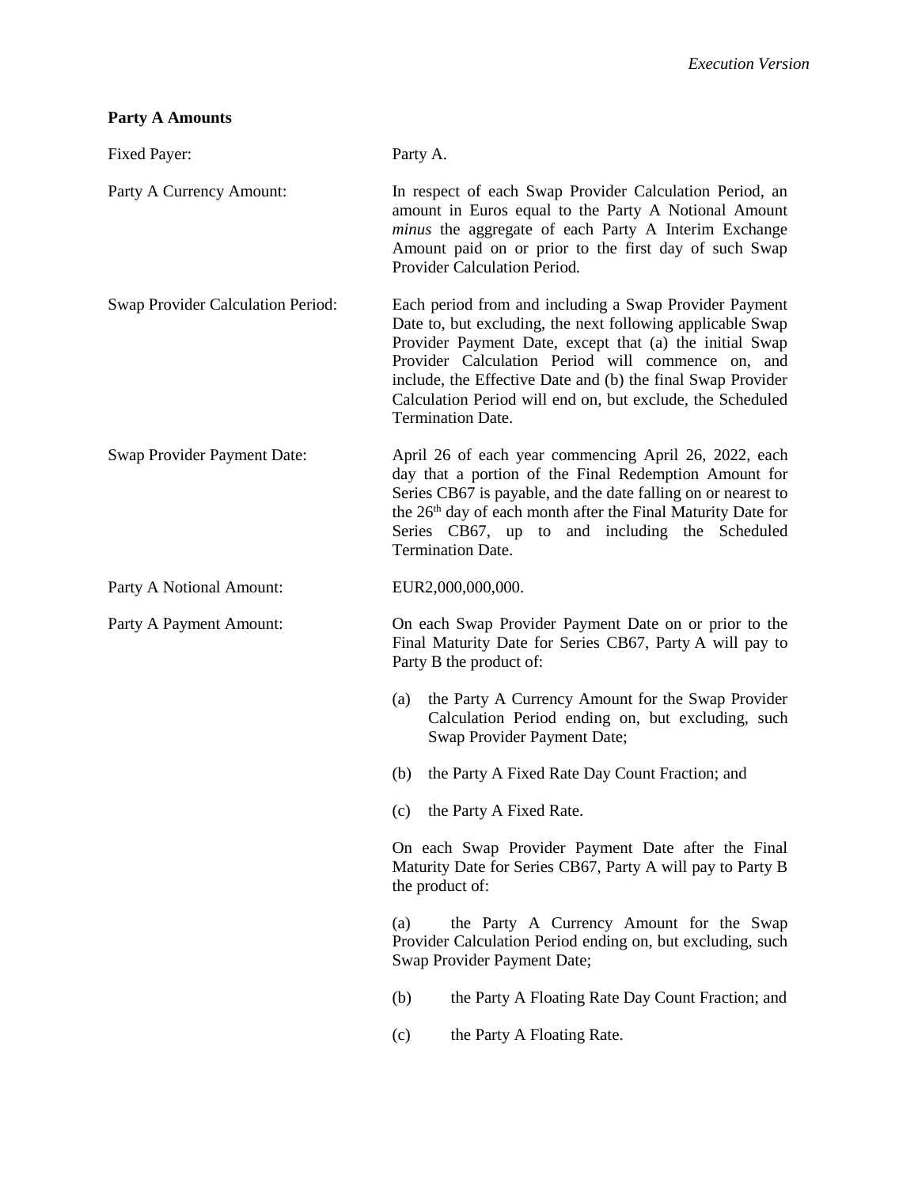**Party A Amounts**

| | |
|---|---|
| Fixed Payer: | Party A. |
| Party A Currency Amount: | In respect of each Swap Provider Calculation Period, an amount in Euros equal to the Party A Notional Amount *minus* the aggregate of each Party A Interim Exchange Amount paid on or prior to the first day of such Swap Provider Calculation Period. |
| Swap Provider Calculation Period: | Each period from and including a Swap Provider Payment Date to, but excluding, the next following applicable Swap Provider Payment Date, except that (a) the initial Swap Provider Calculation Period will commence on, and include, the Effective Date and (b) the final Swap Provider Calculation Period will end on, but exclude, the Scheduled Termination Date. |
| Swap Provider Payment Date: | April 26 of each year commencing April 26, 2022, each day that a portion of the Final Redemption Amount for Series CB67 is payable, and the date falling on or nearest to the 26th day of each month after the Final Maturity Date for Series CB67, up to and including the Scheduled Termination Date. |
| Party A Notional Amount: | EUR2,000,000,000. |
| Party A Payment Amount: | On each Swap Provider Payment Date on or prior to the Final Maturity Date for Series CB67, Party A will pay to Party B the product of: |

(a) the Party A Currency Amount for the Swap Provider Calculation Period ending on, but excluding, such Swap Provider Payment Date;

(b) the Party A Fixed Rate Day Count Fraction; and

(c) the Party A Fixed Rate.

On each Swap Provider Payment Date after the Final Maturity Date for Series CB67, Party A will pay to Party B the product of:

(a) the Party A Currency Amount for the Swap Provider Calculation Period ending on, but excluding, such Swap Provider Payment Date;

(b) the Party A Floating Rate Day Count Fraction; and

(c) the Party A Floating Rate.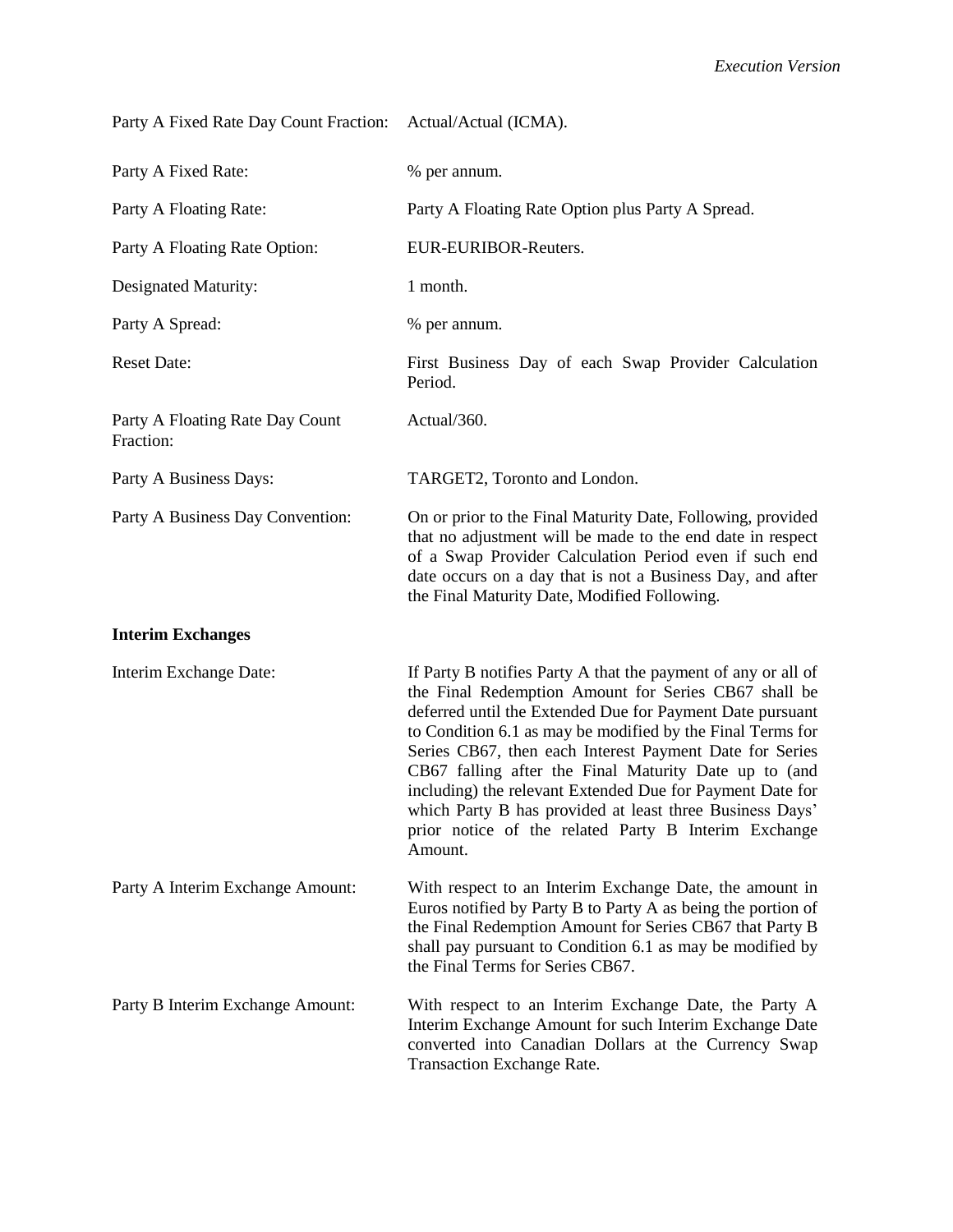| | |
|---|---|
| Party A Fixed Rate Day Count Fraction: | Actual/Actual (ICMA). |
| Party A Fixed Rate: | % per annum. |
| Party A Floating Rate: | Party A Floating Rate Option plus Party A Spread. |
| Party A Floating Rate Option: | EUR-EURIBOR-Reuters. |
| Designated Maturity: | 1 month. |
| Party A Spread: | % per annum. |
| Reset Date: | First Business Day of each Swap Provider Calculation Period. |
| Party A Floating Rate Day Count Fraction: | Actual/360. |
| Party A Business Days: | TARGET2, Toronto and London. |
| Party A Business Day Convention: | On or prior to the Final Maturity Date, Following, provided that no adjustment will be made to the end date in respect of a Swap Provider Calculation Period even if such end date occurs on a day that is not a Business Day, and after the Final Maturity Date, Modified Following. |

**Interim Exchanges**

| | |
|---|---|
| Interim Exchange Date: | If Party B notifies Party A that the payment of any or all of the Final Redemption Amount for Series CB67 shall be deferred until the Extended Due for Payment Date pursuant to Condition 6.1 as may be modified by the Final Terms for Series CB67, then each Interest Payment Date for Series CB67 falling after the Final Maturity Date up to (and including) the relevant Extended Due for Payment Date for which Party B has provided at least three Business Days' prior notice of the related Party B Interim Exchange Amount. |
| Party A Interim Exchange Amount: | With respect to an Interim Exchange Date, the amount in Euros notified by Party B to Party A as being the portion of the Final Redemption Amount for Series CB67 that Party B shall pay pursuant to Condition 6.1 as may be modified by the Final Terms for Series CB67. |
| Party B Interim Exchange Amount: | With respect to an Interim Exchange Date, the Party A Interim Exchange Amount for such Interim Exchange Date converted into Canadian Dollars at the Currency Swap Transaction Exchange Rate. |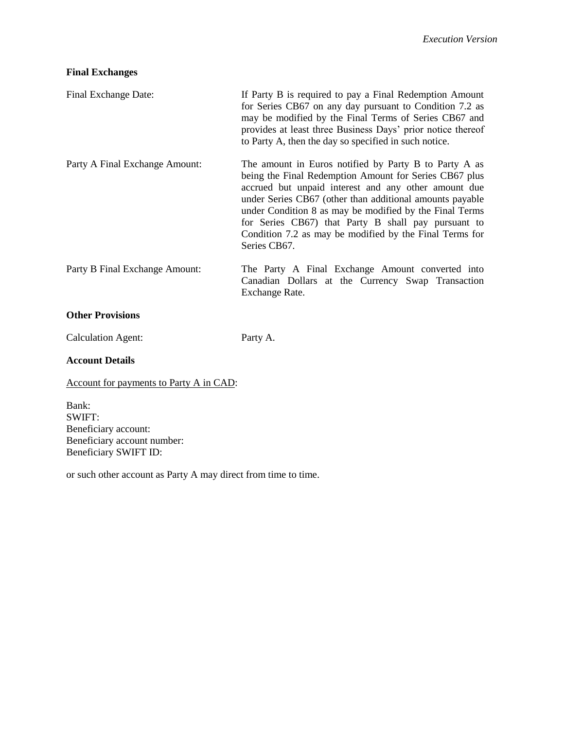**Final Exchanges**

| | |
|---|---|
| Final Exchange Date: | If Party B is required to pay a Final Redemption Amount for Series CB67 on any day pursuant to Condition 7.2 as may be modified by the Final Terms of Series CB67 and provides at least three Business Days' prior notice thereof to Party A, then the day so specified in such notice. |
| Party A Final Exchange Amount: | The amount in Euros notified by Party B to Party A as being the Final Redemption Amount for Series CB67 plus accrued but unpaid interest and any other amount due under Series CB67 (other than additional amounts payable under Condition 8 as may be modified by the Final Terms for Series CB67) that Party B shall pay pursuant to Condition 7.2 as may be modified by the Final Terms for Series CB67. |
| Party B Final Exchange Amount: | The Party A Final Exchange Amount converted into Canadian Dollars at the Currency Swap Transaction Exchange Rate. |

**Other Provisions**

| | |
|---|---|
| Calculation Agent: | Party A. |

**Account Details**

Account for payments to Party A in CAD:

Bank:
SWIFT:
Beneficiary account:
Beneficiary account number:
Beneficiary SWIFT ID:

or such other account as Party A may direct from time to time.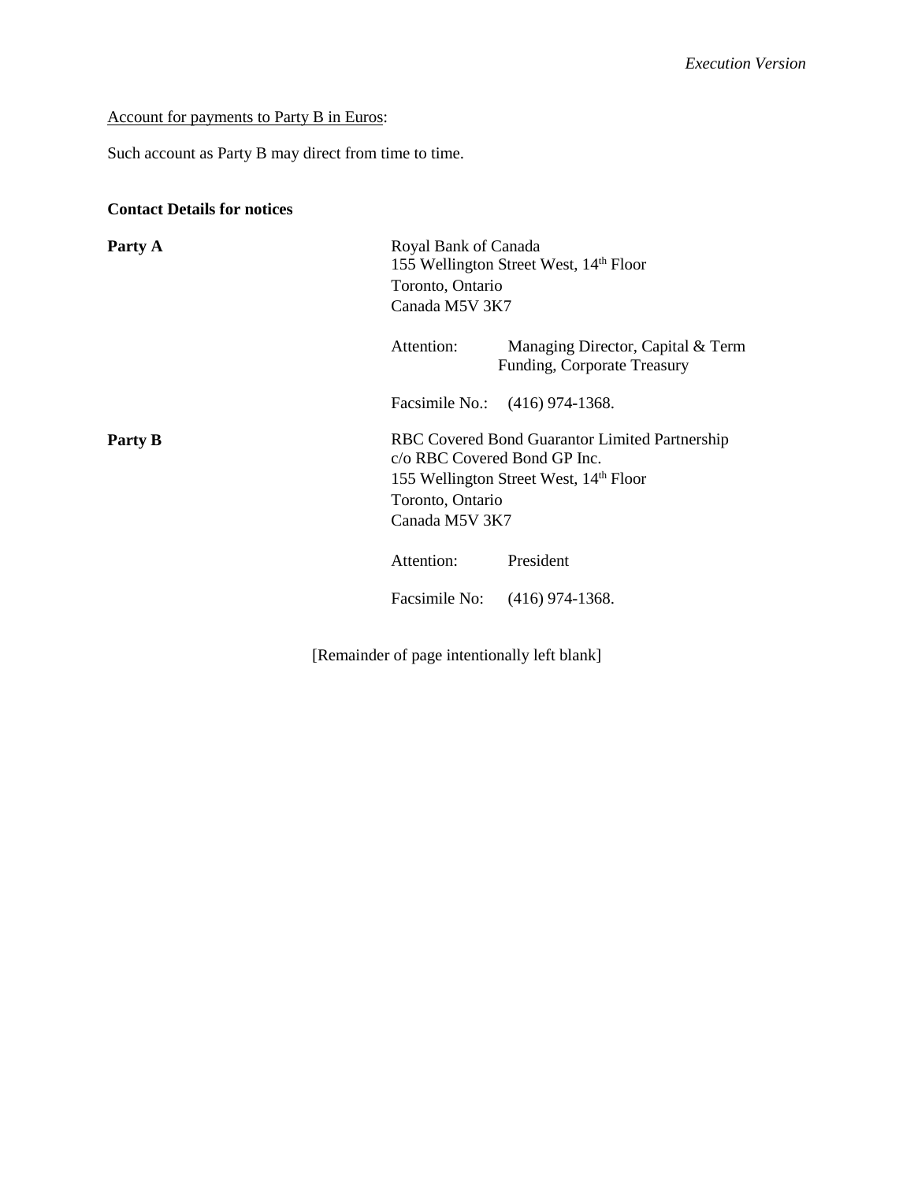Account for payments to Party B in Euros:

Such account as Party B may direct from time to time.

**Contact Details for notices**

**Party A**

Royal Bank of Canada
155 Wellington Street West, 14th Floor
Toronto, Ontario
Canada M5V 3K7

Attention: Managing Director, Capital & Term Funding, Corporate Treasury

Facsimile No.: (416) 974-1368.

**Party B**

RBC Covered Bond Guarantor Limited Partnership
c/o RBC Covered Bond GP Inc.
155 Wellington Street West, 14th Floor
Toronto, Ontario
Canada M5V 3K7

Attention: President

Facsimile No: (416) 974-1368.

[Remainder of page intentionally left blank]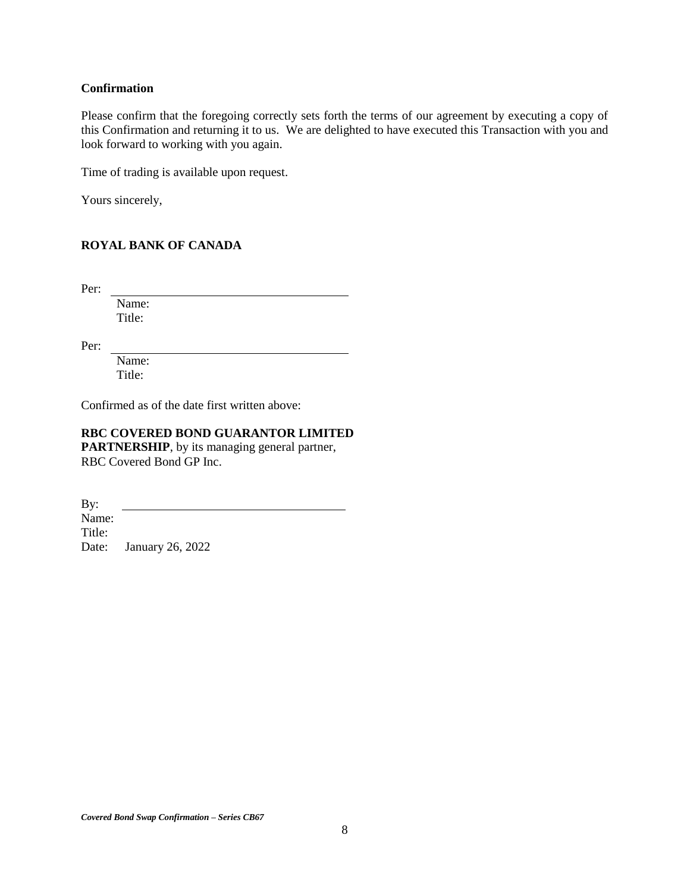**Confirmation**

Please confirm that the foregoing correctly sets forth the terms of our agreement by executing a copy of this Confirmation and returning it to us. We are delighted to have executed this Transaction with you and look forward to working with you again.

Time of trading is available upon request.

Yours sincerely,

**ROYAL BANK OF CANADA**

Per: \_\_\_\_\_\_\_\_\_\_\_\_\_\_\_\_\_\_\_\_\_\_\_\_\_\_\_\_\_\_\_\_\_\_\_\_
Name:
Title:

Per: \_\_\_\_\_\_\_\_\_\_\_\_\_\_\_\_\_\_\_\_\_\_\_\_\_\_\_\_\_\_\_\_\_\_\_\_
Name:
Title:

Confirmed as of the date first written above:

**RBC COVERED BOND GUARANTOR LIMITED PARTNERSHIP**, by its managing general partner, RBC Covered Bond GP Inc.

By: \_\_\_\_\_\_\_\_\_\_\_\_\_\_\_\_\_\_\_\_\_\_\_\_\_\_\_\_\_\_\_\_\_\_\_\_
Name:
Title:
Date: January 26, 2022